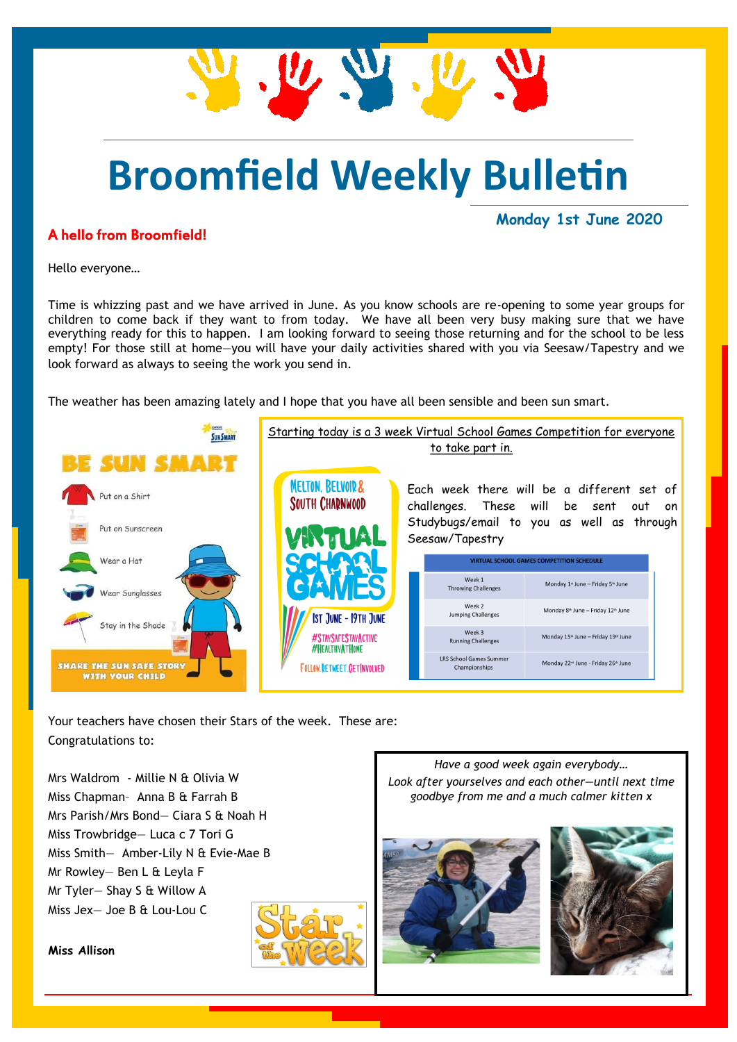# Broomfield Weekly Bulletin

**Monday 1st June 2020**

## A hello from Broomfield!

Hello everyone…

Time is whizzing past and we have arrived in June. As you know schools are re-opening to some year groups for children to come back if they want to from today. We have all been very busy making sure that we have everything ready for this to happen. I am looking forward to seeing those returning and for the school to be less empty! For those still at home—you will have your daily activities shared with you via Seesaw/Tapestry and we look forward as always to seeing the work you send in.

The weather has been amazing lately and I hope that you have all been sensible and been sun smart.

**BE SUN SMART**

- Put on a Shirt
- Put on Sunscreen
- Wear a Hat
- Wear Sunglasses
- Stay in the Shade

SHARE THE SUN SAFE STORY WITH YOUR CHILD

Starting today is a 3 week Virtual School Games Competition for everyone to take part in.

MELTON, BELVOIR & SOUTH CHARNWOOD VIRTUAL SCHOOL GAMES

1ST JUNE - 19TH JUNE

#STAYSAFESTAYACTIVE #HEALTHYATHOME

FOLLOW. RETWEET. GETINVOLVED

Each week there will be a different set of challenges. These will be sent out on Studybugs/email to you as well as through Seesaw/Tapestry

| VIRTUAL SCHOOL GAMES COMPETITION SCHEDULE | |
|---|---|
| Week 1 Throwing Challenges | Monday 1st June – Friday 5th June |
| Week 2 Jumping Challenges | Monday 8th June – Friday 12th June |
| Week 3 Running Challenges | Monday 15th June – Friday 19th June |
| LRS School Games Summer Championships | Monday 22nd June - Friday 26th June |

Your teachers have chosen their Stars of the week. These are:

Congratulations to:

Mrs Waldrom - Millie N & Olivia W
Miss Chapman- Anna B & Farrah B
Mrs Parish/Mrs Bond— Ciara S & Noah H
Miss Trowbridge— Luca c 7 Tori G
Miss Smith— Amber-Lily N & Evie-Mae B
Mr Rowley— Ben L & Leyla F
Mr Tyler— Shay S & Willow A
Miss Jex— Joe B & Lou-Lou C

**Miss Allison**

*Have a good week again everybody…*
*Look after yourselves and each other—until next time goodbye from me and a much calmer kitten x*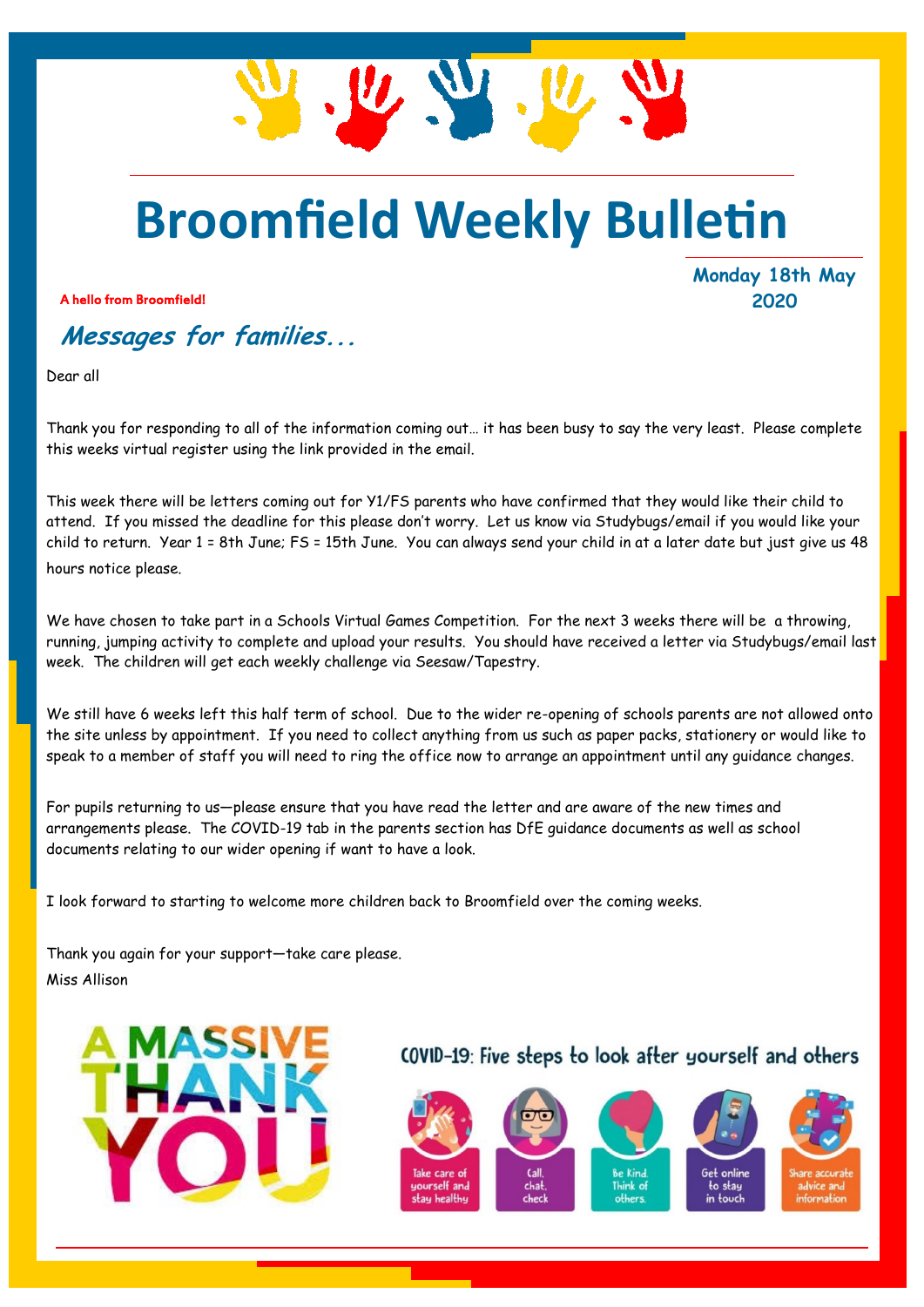# Broomfield Weekly Bulletin

**Monday 18th May 2020**

**A hello from Broomfield!**

## *Messages for families...*

Dear all

Thank you for responding to all of the information coming out… it has been busy to say the very least. Please complete this weeks virtual register using the link provided in the email.

This week there will be letters coming out for Y1/FS parents who have confirmed that they would like their child to attend. If you missed the deadline for this please don't worry. Let us know via Studybugs/email if you would like your child to return. Year 1 = 8th June; FS = 15th June. You can always send your child in at a later date but just give us 48 hours notice please.

We have chosen to take part in a Schools Virtual Games Competition. For the next 3 weeks there will be a throwing, running, jumping activity to complete and upload your results. You should have received a letter via Studybugs/email last week. The children will get each weekly challenge via Seesaw/Tapestry.

We still have 6 weeks left this half term of school. Due to the wider re-opening of schools parents are not allowed onto the site unless by appointment. If you need to collect anything from us such as paper packs, stationery or would like to speak to a member of staff you will need to ring the office now to arrange an appointment until any guidance changes.

For pupils returning to us—please ensure that you have read the letter and are aware of the new times and arrangements please. The COVID-19 tab in the parents section has DfE guidance documents as well as school documents relating to our wider opening if want to have a look.

I look forward to starting to welcome more children back to Broomfield over the coming weeks.

Thank you again for your support—take care please.
Miss Allison

A MASSIVE THANK YOU

COVID-19: Five steps to look after yourself and others

Take care of yourself and stay healthy

Call, chat, check

Be Kind. Think of others.

Get online to stay in touch

Share accurate advice and information